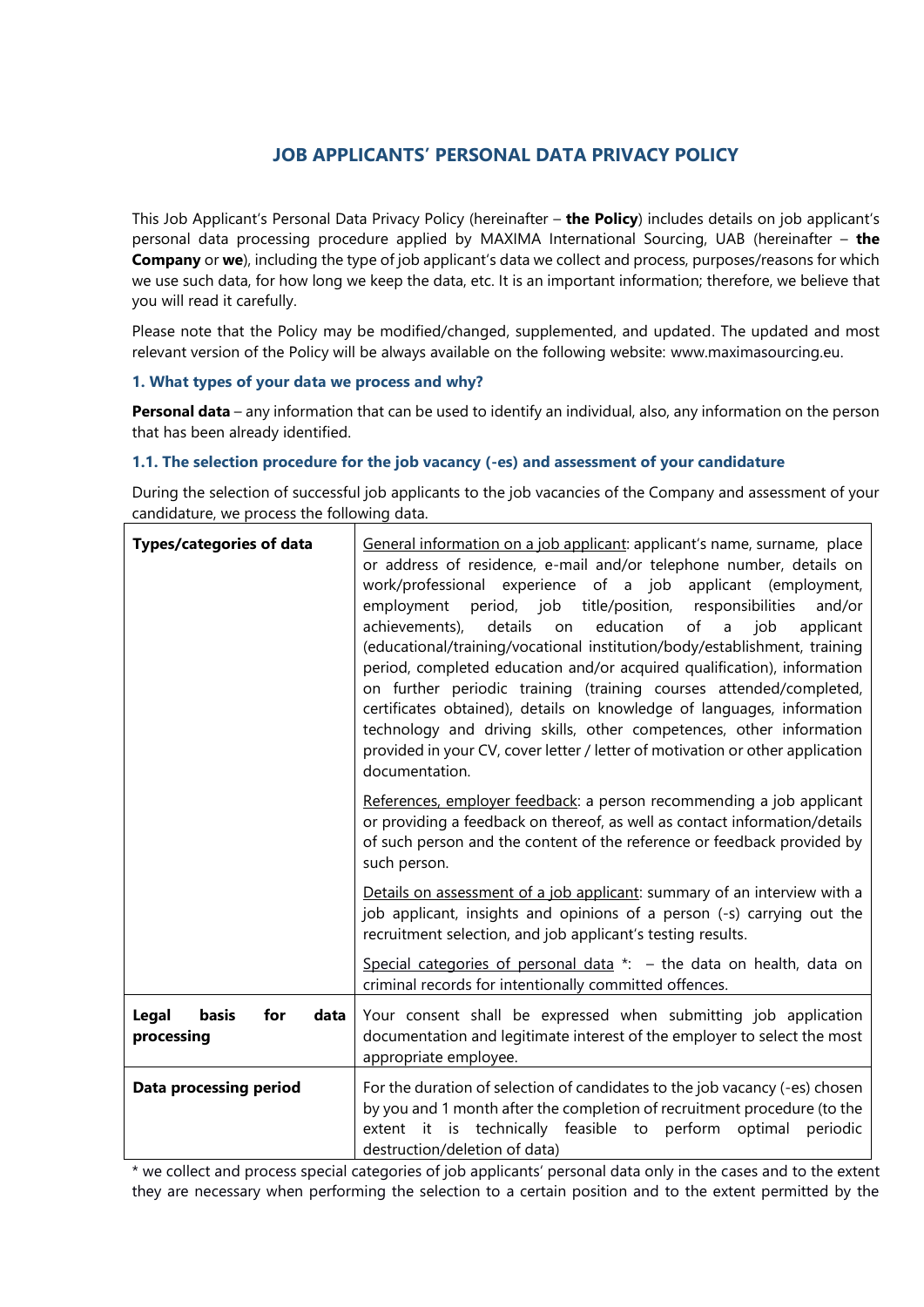# JOB APPLICANTS' PERSONAL DATA PRIVACY POLICY

This Job Applicant's Personal Data Privacy Policy (hereinafter – **the Policy**) includes details on job applicant's personal data processing procedure applied by MAXIMA International Sourcing, UAB (hereinafter – **the Company** or **we**), including the type of job applicant's data we collect and process, purposes/reasons for which we use such data, for how long we keep the data, etc. It is an important information; therefore, we believe that you will read it carefully.

Please note that the Policy may be modified/changed, supplemented, and updated. The updated and most relevant version of the Policy will be always available on the following website: www.maximasourcing.eu.

### 1. What types of your data we process and why?

**Personal data** – any information that can be used to identify an individual, also, any information on the person that has been already identified.

### 1.1. The selection procedure for the job vacancy (-es) and assessment of your candidature

During the selection of successful job applicants to the job vacancies of the Company and assessment of your candidature, we process the following data.

| | |
|---|---|
| **Types/categories of data** | General information on a job applicant: applicant's name, surname, place or address of residence, e-mail and/or telephone number, details on work/professional experience of a job applicant (employment, employment period, job title/position, responsibilities and/or achievements), details on education of a job applicant (educational/training/vocational institution/body/establishment, training period, completed education and/or acquired qualification), information on further periodic training (training courses attended/completed, certificates obtained), details on knowledge of languages, information technology and driving skills, other competences, other information provided in your CV, cover letter / letter of motivation or other application documentation.<br><br>References, employer feedback: a person recommending a job applicant or providing a feedback on thereof, as well as contact information/details of such person and the content of the reference or feedback provided by such person.<br><br>Details on assessment of a job applicant: summary of an interview with a job applicant, insights and opinions of a person (-s) carrying out the recruitment selection, and job applicant's testing results.<br><br>Special categories of personal data *: – the data on health, data on criminal records for intentionally committed offences. |
| **Legal basis for data processing** | Your consent shall be expressed when submitting job application documentation and legitimate interest of the employer to select the most appropriate employee. |
| **Data processing period** | For the duration of selection of candidates to the job vacancy (-es) chosen by you and 1 month after the completion of recruitment procedure (to the extent it is technically feasible to perform optimal periodic destruction/deletion of data) |

* we collect and process special categories of job applicants' personal data only in the cases and to the extent they are necessary when performing the selection to a certain position and to the extent permitted by the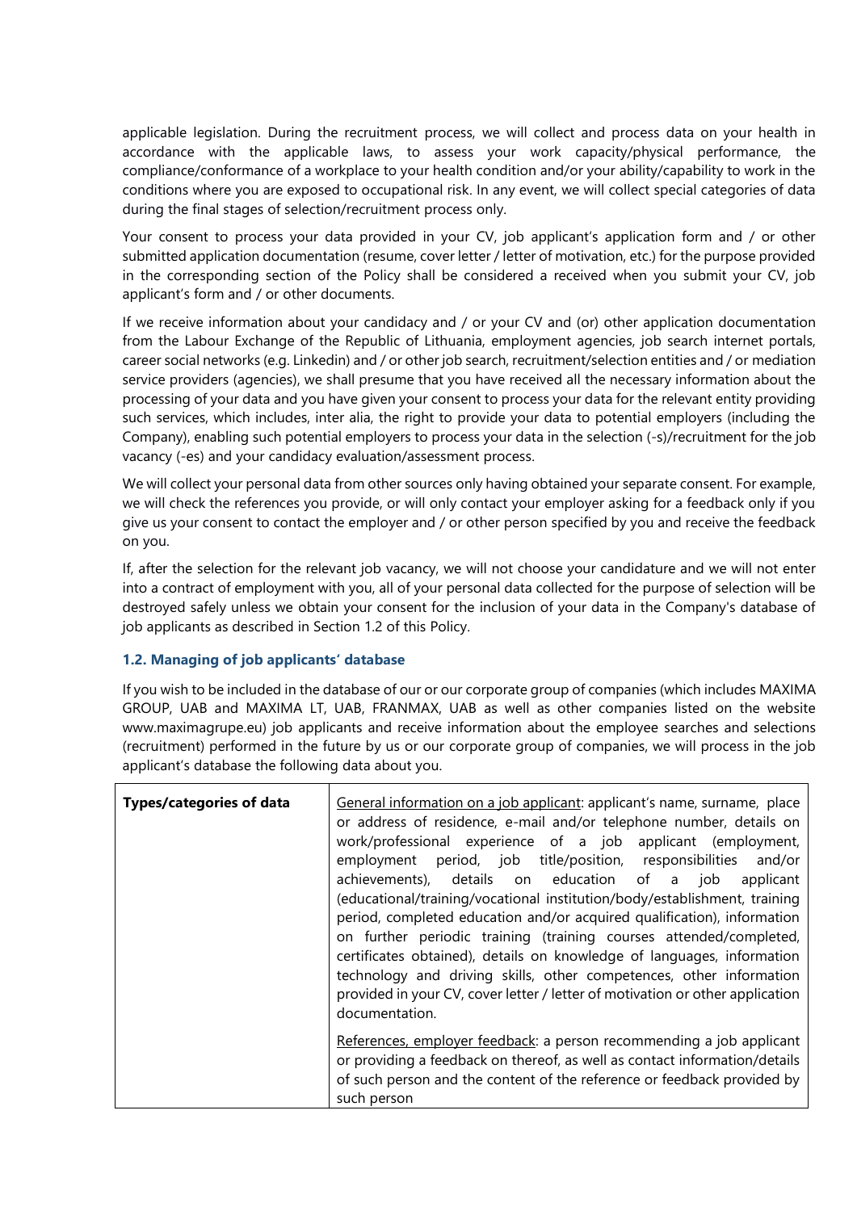applicable legislation. During the recruitment process, we will collect and process data on your health in accordance with the applicable laws, to assess your work capacity/physical performance, the compliance/conformance of a workplace to your health condition and/or your ability/capability to work in the conditions where you are exposed to occupational risk. In any event, we will collect special categories of data during the final stages of selection/recruitment process only.

Your consent to process your data provided in your CV, job applicant's application form and / or other submitted application documentation (resume, cover letter / letter of motivation, etc.) for the purpose provided in the corresponding section of the Policy shall be considered a received when you submit your CV, job applicant's form and / or other documents.

If we receive information about your candidacy and / or your CV and (or) other application documentation from the Labour Exchange of the Republic of Lithuania, employment agencies, job search internet portals, career social networks (e.g. Linkedin) and / or other job search, recruitment/selection entities and / or mediation service providers (agencies), we shall presume that you have received all the necessary information about the processing of your data and you have given your consent to process your data for the relevant entity providing such services, which includes, inter alia, the right to provide your data to potential employers (including the Company), enabling such potential employers to process your data in the selection (-s)/recruitment for the job vacancy (-es) and your candidacy evaluation/assessment process.

We will collect your personal data from other sources only having obtained your separate consent. For example, we will check the references you provide, or will only contact your employer asking for a feedback only if you give us your consent to contact the employer and / or other person specified by you and receive the feedback on you.

If, after the selection for the relevant job vacancy, we will not choose your candidature and we will not enter into a contract of employment with you, all of your personal data collected for the purpose of selection will be destroyed safely unless we obtain your consent for the inclusion of your data in the Company's database of job applicants as described in Section 1.2 of this Policy.

### 1.2. Managing of job applicants' database

If you wish to be included in the database of our or our corporate group of companies (which includes MAXIMA GROUP, UAB and MAXIMA LT, UAB, FRANMAX, UAB as well as other companies listed on the website www.maximagrupe.eu) job applicants and receive information about the employee searches and selections (recruitment) performed in the future by us or our corporate group of companies, we will process in the job applicant's database the following data about you.

| **Types/categories of data** | General information on a job applicant: applicant's name, surname, place or address of residence, e-mail and/or telephone number, details on work/professional experience of a job applicant (employment, employment period, job title/position, responsibilities and/or achievements), details on education of a job applicant (educational/training/vocational institution/body/establishment, training period, completed education and/or acquired qualification), information on further periodic training (training courses attended/completed, certificates obtained), details on knowledge of languages, information technology and driving skills, other competences, other information provided in your CV, cover letter / letter of motivation or other application documentation.<br><br>References, employer feedback: a person recommending a job applicant or providing a feedback on thereof, as well as contact information/details of such person and the content of the reference or feedback provided by such person |
|---|---|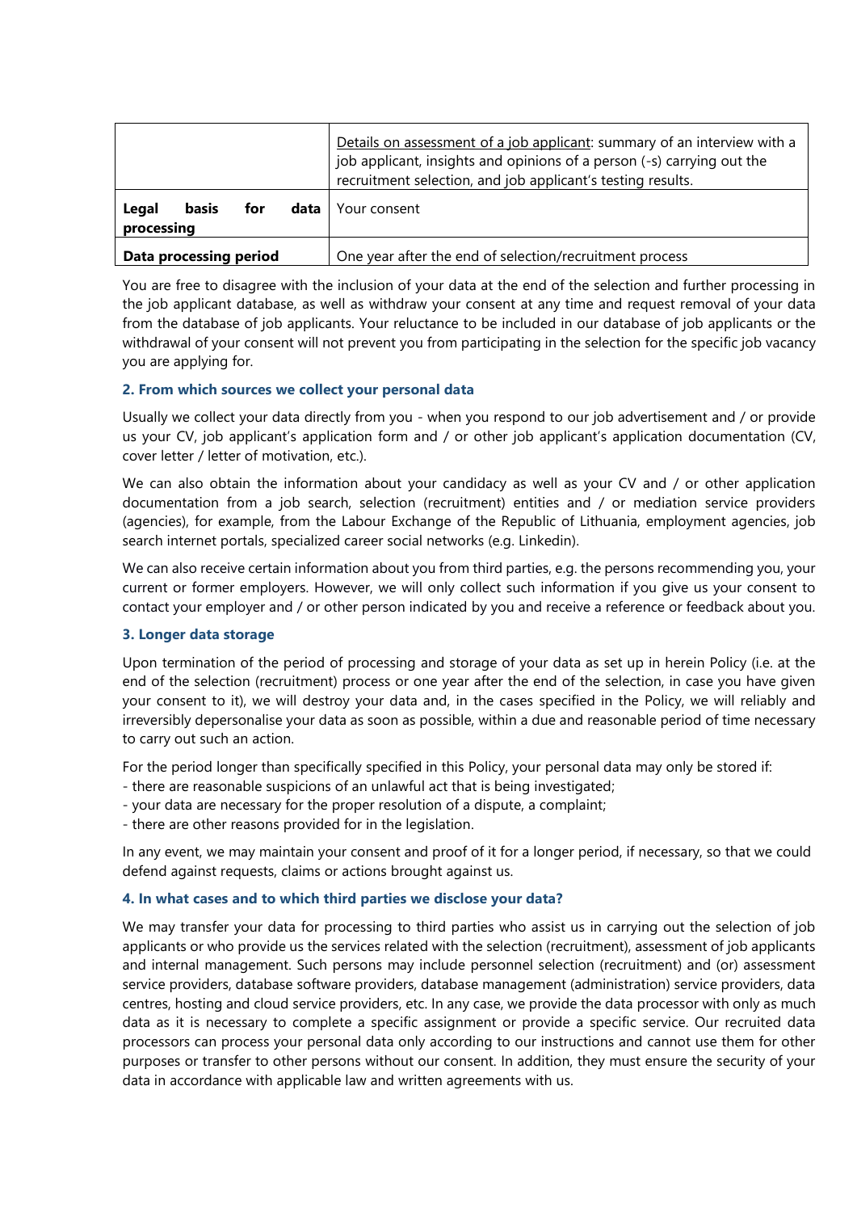| | |
|---|---|
| | Details on assessment of a job applicant: summary of an interview with a job applicant, insights and opinions of a person (-s) carrying out the recruitment selection, and job applicant's testing results. |
| **Legal basis for data processing** | Your consent |
| **Data processing period** | One year after the end of selection/recruitment process |

You are free to disagree with the inclusion of your data at the end of the selection and further processing in the job applicant database, as well as withdraw your consent at any time and request removal of your data from the database of job applicants. Your reluctance to be included in our database of job applicants or the withdrawal of your consent will not prevent you from participating in the selection for the specific job vacancy you are applying for.

### 2. From which sources we collect your personal data

Usually we collect your data directly from you - when you respond to our job advertisement and / or provide us your CV, job applicant's application form and / or other job applicant's application documentation (CV, cover letter / letter of motivation, etc.).

We can also obtain the information about your candidacy as well as your CV and / or other application documentation from a job search, selection (recruitment) entities and / or mediation service providers (agencies), for example, from the Labour Exchange of the Republic of Lithuania, employment agencies, job search internet portals, specialized career social networks (e.g. Linkedin).

We can also receive certain information about you from third parties, e.g. the persons recommending you, your current or former employers. However, we will only collect such information if you give us your consent to contact your employer and / or other person indicated by you and receive a reference or feedback about you.

### 3. Longer data storage

Upon termination of the period of processing and storage of your data as set up in herein Policy (i.e. at the end of the selection (recruitment) process or one year after the end of the selection, in case you have given your consent to it), we will destroy your data and, in the cases specified in the Policy, we will reliably and irreversibly depersonalise your data as soon as possible, within a due and reasonable period of time necessary to carry out such an action.

For the period longer than specifically specified in this Policy, your personal data may only be stored if:
- there are reasonable suspicions of an unlawful act that is being investigated;
- your data are necessary for the proper resolution of a dispute, a complaint;
- there are other reasons provided for in the legislation.

In any event, we may maintain your consent and proof of it for a longer period, if necessary, so that we could defend against requests, claims or actions brought against us.

### 4. In what cases and to which third parties we disclose your data?

We may transfer your data for processing to third parties who assist us in carrying out the selection of job applicants or who provide us the services related with the selection (recruitment), assessment of job applicants and internal management. Such persons may include personnel selection (recruitment) and (or) assessment service providers, database software providers, database management (administration) service providers, data centres, hosting and cloud service providers, etc. In any case, we provide the data processor with only as much data as it is necessary to complete a specific assignment or provide a specific service. Our recruited data processors can process your personal data only according to our instructions and cannot use them for other purposes or transfer to other persons without our consent. In addition, they must ensure the security of your data in accordance with applicable law and written agreements with us.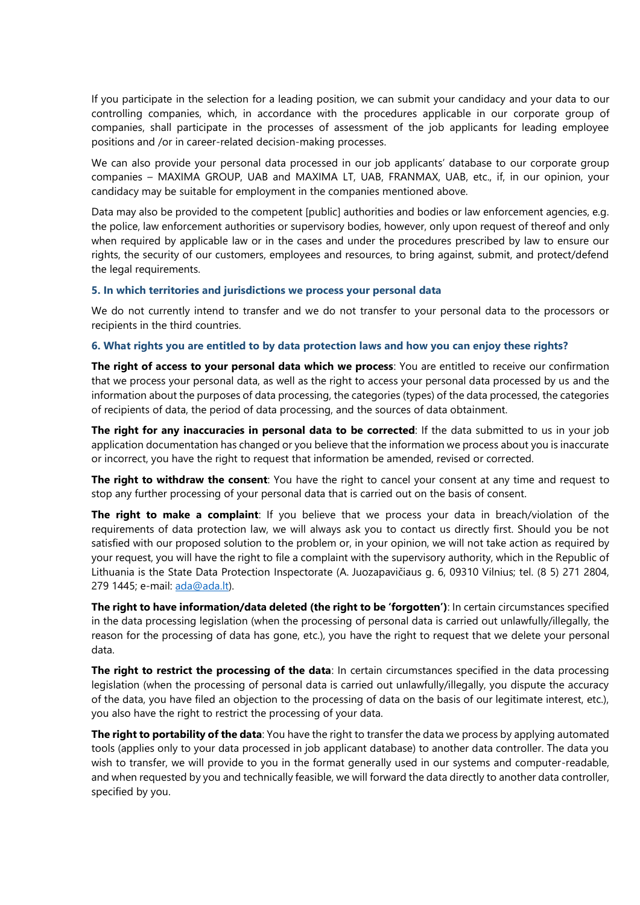If you participate in the selection for a leading position, we can submit your candidacy and your data to our controlling companies, which, in accordance with the procedures applicable in our corporate group of companies, shall participate in the processes of assessment of the job applicants for leading employee positions and /or in career-related decision-making processes.

We can also provide your personal data processed in our job applicants' database to our corporate group companies – MAXIMA GROUP, UAB and MAXIMA LT, UAB, FRANMAX, UAB, etc., if, in our opinion, your candidacy may be suitable for employment in the companies mentioned above.

Data may also be provided to the competent [public] authorities and bodies or law enforcement agencies, e.g. the police, law enforcement authorities or supervisory bodies, however, only upon request of thereof and only when required by applicable law or in the cases and under the procedures prescribed by law to ensure our rights, the security of our customers, employees and resources, to bring against, submit, and protect/defend the legal requirements.

### 5. In which territories and jurisdictions we process your personal data

We do not currently intend to transfer and we do not transfer to your personal data to the processors or recipients in the third countries.

### 6. What rights you are entitled to by data protection laws and how you can enjoy these rights?

**The right of access to your personal data which we process**: You are entitled to receive our confirmation that we process your personal data, as well as the right to access your personal data processed by us and the information about the purposes of data processing, the categories (types) of the data processed, the categories of recipients of data, the period of data processing, and the sources of data obtainment.

**The right for any inaccuracies in personal data to be corrected**: If the data submitted to us in your job application documentation has changed or you believe that the information we process about you is inaccurate or incorrect, you have the right to request that information be amended, revised or corrected.

**The right to withdraw the consent**: You have the right to cancel your consent at any time and request to stop any further processing of your personal data that is carried out on the basis of consent.

**The right to make a complaint**: If you believe that we process your data in breach/violation of the requirements of data protection law, we will always ask you to contact us directly first. Should you be not satisfied with our proposed solution to the problem or, in your opinion, we will not take action as required by your request, you will have the right to file a complaint with the supervisory authority, which in the Republic of Lithuania is the State Data Protection Inspectorate (A. Juozapavičiaus g. 6, 09310 Vilnius; tel. (8 5) 271 2804, 279 1445; e-mail: ada@ada.lt).

**The right to have information/data deleted (the right to be 'forgotten')**: In certain circumstances specified in the data processing legislation (when the processing of personal data is carried out unlawfully/illegally, the reason for the processing of data has gone, etc.), you have the right to request that we delete your personal data.

**The right to restrict the processing of the data**: In certain circumstances specified in the data processing legislation (when the processing of personal data is carried out unlawfully/illegally, you dispute the accuracy of the data, you have filed an objection to the processing of data on the basis of our legitimate interest, etc.), you also have the right to restrict the processing of your data.

**The right to portability of the data**: You have the right to transfer the data we process by applying automated tools (applies only to your data processed in job applicant database) to another data controller. The data you wish to transfer, we will provide to you in the format generally used in our systems and computer-readable, and when requested by you and technically feasible, we will forward the data directly to another data controller, specified by you.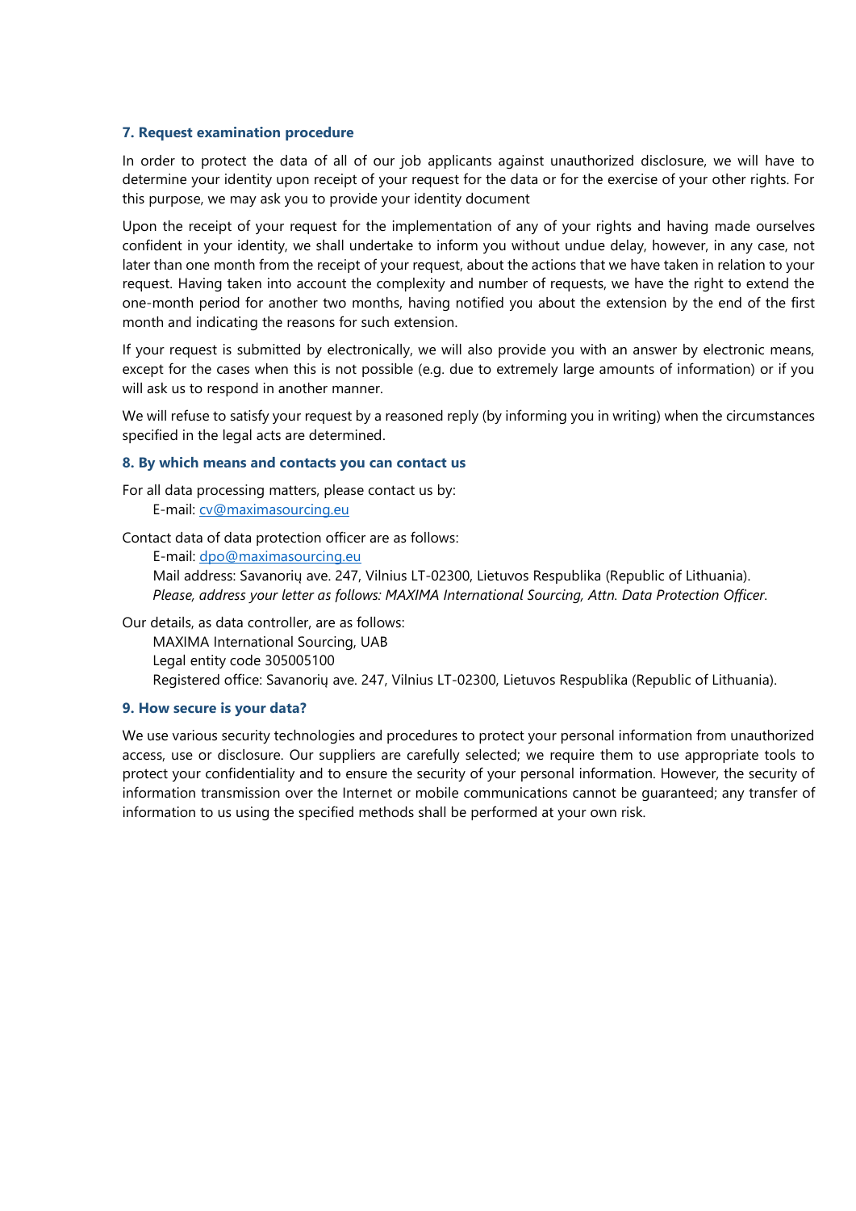### 7. Request examination procedure

In order to protect the data of all of our job applicants against unauthorized disclosure, we will have to determine your identity upon receipt of your request for the data or for the exercise of your other rights. For this purpose, we may ask you to provide your identity document

Upon the receipt of your request for the implementation of any of your rights and having made ourselves confident in your identity, we shall undertake to inform you without undue delay, however, in any case, not later than one month from the receipt of your request, about the actions that we have taken in relation to your request. Having taken into account the complexity and number of requests, we have the right to extend the one-month period for another two months, having notified you about the extension by the end of the first month and indicating the reasons for such extension.

If your request is submitted by electronically, we will also provide you with an answer by electronic means, except for the cases when this is not possible (e.g. due to extremely large amounts of information) or if you will ask us to respond in another manner.

We will refuse to satisfy your request by a reasoned reply (by informing you in writing) when the circumstances specified in the legal acts are determined.

### 8. By which means and contacts you can contact us

For all data processing matters, please contact us by:

E-mail: cv@maximasourcing.eu

Contact data of data protection officer are as follows:

E-mail: dpo@maximasourcing.eu
Mail address: Savanorių ave. 247, Vilnius LT-02300, Lietuvos Respublika (Republic of Lithuania).
*Please, address your letter as follows: MAXIMA International Sourcing, Attn. Data Protection Officer.*

Our details, as data controller, are as follows:

MAXIMA International Sourcing, UAB
Legal entity code 305005100
Registered office: Savanorių ave. 247, Vilnius LT-02300, Lietuvos Respublika (Republic of Lithuania).

### 9. How secure is your data?

We use various security technologies and procedures to protect your personal information from unauthorized access, use or disclosure. Our suppliers are carefully selected; we require them to use appropriate tools to protect your confidentiality and to ensure the security of your personal information. However, the security of information transmission over the Internet or mobile communications cannot be guaranteed; any transfer of information to us using the specified methods shall be performed at your own risk.